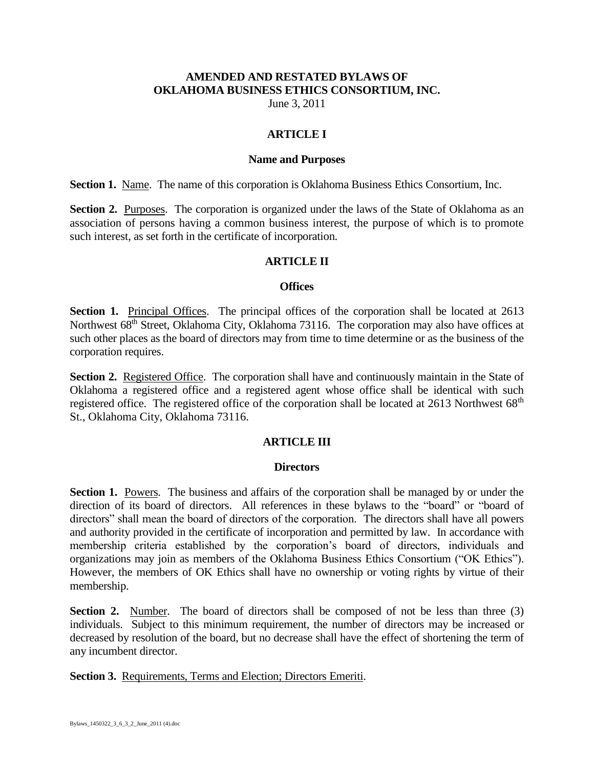# AMENDED AND RESTATED BYLAWS OF OKLAHOMA BUSINESS ETHICS CONSORTIUM, INC.

June 3, 2011

## ARTICLE I

### Name and Purposes

**Section 1.** Name. The name of this corporation is Oklahoma Business Ethics Consortium, Inc.

**Section 2.** Purposes. The corporation is organized under the laws of the State of Oklahoma as an association of persons having a common business interest, the purpose of which is to promote such interest, as set forth in the certificate of incorporation.

## ARTICLE II

### Offices

**Section 1.** Principal Offices. The principal offices of the corporation shall be located at 2613 Northwest 68th Street, Oklahoma City, Oklahoma 73116. The corporation may also have offices at such other places as the board of directors may from time to time determine or as the business of the corporation requires.

**Section 2.** Registered Office. The corporation shall have and continuously maintain in the State of Oklahoma a registered office and a registered agent whose office shall be identical with such registered office. The registered office of the corporation shall be located at 2613 Northwest 68th St., Oklahoma City, Oklahoma 73116.

## ARTICLE III

### Directors

**Section 1.** Powers. The business and affairs of the corporation shall be managed by or under the direction of its board of directors. All references in these bylaws to the "board" or "board of directors" shall mean the board of directors of the corporation. The directors shall have all powers and authority provided in the certificate of incorporation and permitted by law. In accordance with membership criteria established by the corporation's board of directors, individuals and organizations may join as members of the Oklahoma Business Ethics Consortium ("OK Ethics"). However, the members of OK Ethics shall have no ownership or voting rights by virtue of their membership.

**Section 2.** Number. The board of directors shall be composed of not be less than three (3) individuals. Subject to this minimum requirement, the number of directors may be increased or decreased by resolution of the board, but no decrease shall have the effect of shortening the term of any incumbent director.

**Section 3.** Requirements, Terms and Election; Directors Emeriti.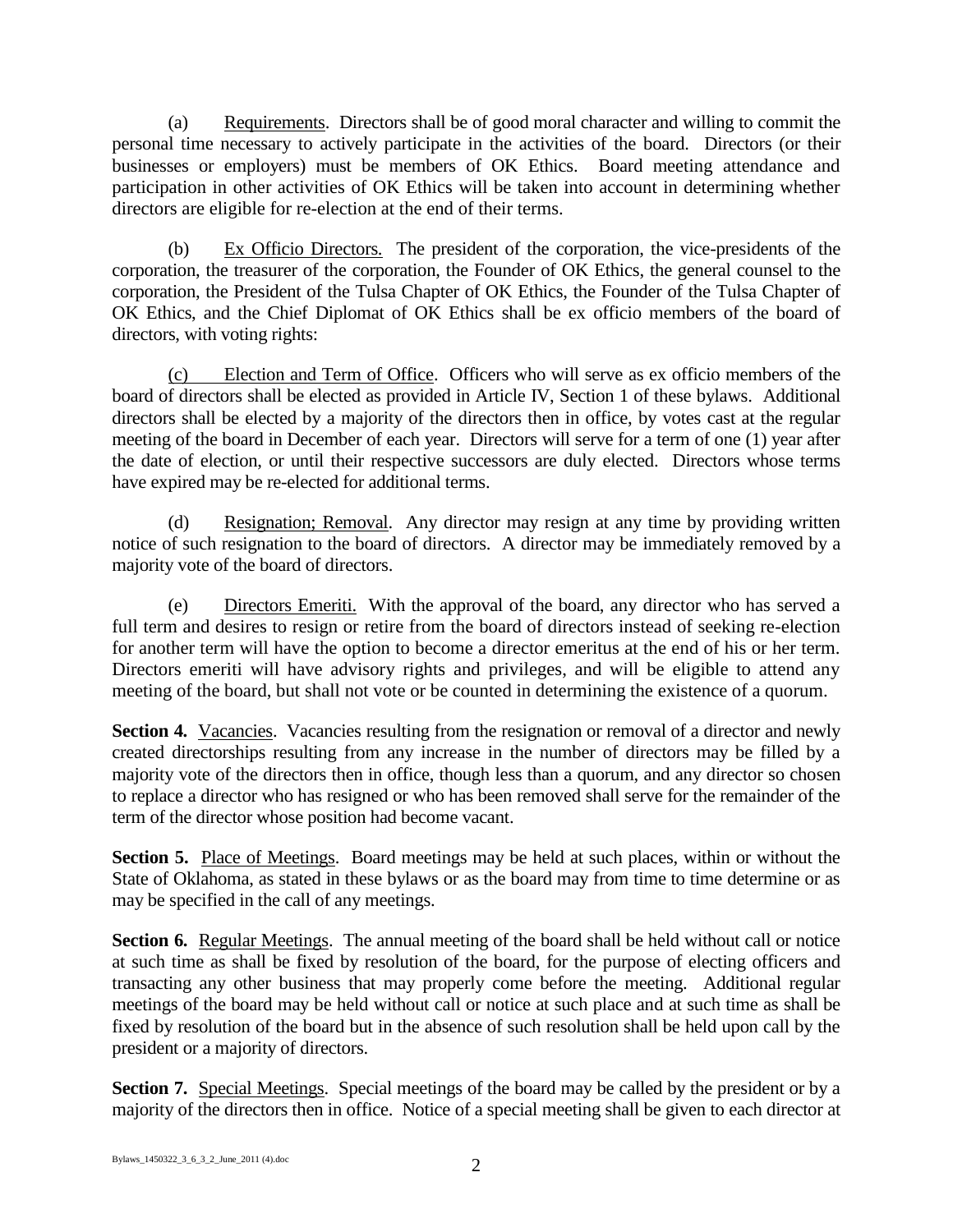(a) Requirements. Directors shall be of good moral character and willing to commit the personal time necessary to actively participate in the activities of the board. Directors (or their businesses or employers) must be members of OK Ethics. Board meeting attendance and participation in other activities of OK Ethics will be taken into account in determining whether directors are eligible for re-election at the end of their terms.

(b) Ex Officio Directors. The president of the corporation, the vice-presidents of the corporation, the treasurer of the corporation, the Founder of OK Ethics, the general counsel to the corporation, the President of the Tulsa Chapter of OK Ethics, the Founder of the Tulsa Chapter of OK Ethics, and the Chief Diplomat of OK Ethics shall be ex officio members of the board of directors, with voting rights:

(c) Election and Term of Office. Officers who will serve as ex officio members of the board of directors shall be elected as provided in Article IV, Section 1 of these bylaws. Additional directors shall be elected by a majority of the directors then in office, by votes cast at the regular meeting of the board in December of each year. Directors will serve for a term of one (1) year after the date of election, or until their respective successors are duly elected. Directors whose terms have expired may be re-elected for additional terms.

(d) Resignation; Removal. Any director may resign at any time by providing written notice of such resignation to the board of directors. A director may be immediately removed by a majority vote of the board of directors.

(e) Directors Emeriti. With the approval of the board, any director who has served a full term and desires to resign or retire from the board of directors instead of seeking re-election for another term will have the option to become a director emeritus at the end of his or her term. Directors emeriti will have advisory rights and privileges, and will be eligible to attend any meeting of the board, but shall not vote or be counted in determining the existence of a quorum.

**Section 4.** Vacancies. Vacancies resulting from the resignation or removal of a director and newly created directorships resulting from any increase in the number of directors may be filled by a majority vote of the directors then in office, though less than a quorum, and any director so chosen to replace a director who has resigned or who has been removed shall serve for the remainder of the term of the director whose position had become vacant.

**Section 5.** Place of Meetings. Board meetings may be held at such places, within or without the State of Oklahoma, as stated in these bylaws or as the board may from time to time determine or as may be specified in the call of any meetings.

**Section 6.** Regular Meetings. The annual meeting of the board shall be held without call or notice at such time as shall be fixed by resolution of the board, for the purpose of electing officers and transacting any other business that may properly come before the meeting. Additional regular meetings of the board may be held without call or notice at such place and at such time as shall be fixed by resolution of the board but in the absence of such resolution shall be held upon call by the president or a majority of directors.

**Section 7.** Special Meetings. Special meetings of the board may be called by the president or by a majority of the directors then in office. Notice of a special meeting shall be given to each director at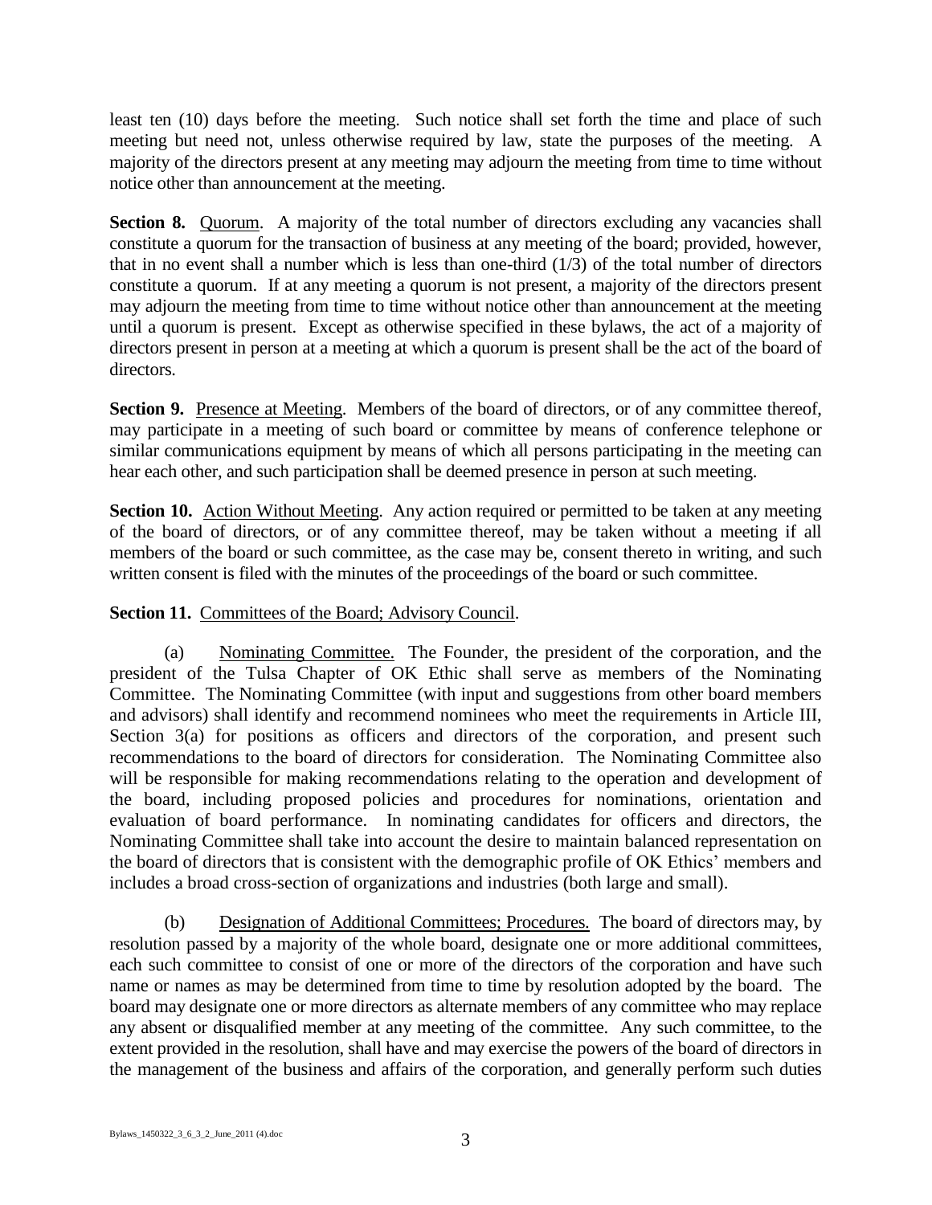least ten (10) days before the meeting. Such notice shall set forth the time and place of such meeting but need not, unless otherwise required by law, state the purposes of the meeting. A majority of the directors present at any meeting may adjourn the meeting from time to time without notice other than announcement at the meeting.

**Section 8.** Quorum. A majority of the total number of directors excluding any vacancies shall constitute a quorum for the transaction of business at any meeting of the board; provided, however, that in no event shall a number which is less than one-third (1/3) of the total number of directors constitute a quorum. If at any meeting a quorum is not present, a majority of the directors present may adjourn the meeting from time to time without notice other than announcement at the meeting until a quorum is present. Except as otherwise specified in these bylaws, the act of a majority of directors present in person at a meeting at which a quorum is present shall be the act of the board of directors.

**Section 9.** Presence at Meeting. Members of the board of directors, or of any committee thereof, may participate in a meeting of such board or committee by means of conference telephone or similar communications equipment by means of which all persons participating in the meeting can hear each other, and such participation shall be deemed presence in person at such meeting.

**Section 10.** Action Without Meeting. Any action required or permitted to be taken at any meeting of the board of directors, or of any committee thereof, may be taken without a meeting if all members of the board or such committee, as the case may be, consent thereto in writing, and such written consent is filed with the minutes of the proceedings of the board or such committee.

**Section 11.** Committees of the Board; Advisory Council.

(a) Nominating Committee. The Founder, the president of the corporation, and the president of the Tulsa Chapter of OK Ethic shall serve as members of the Nominating Committee. The Nominating Committee (with input and suggestions from other board members and advisors) shall identify and recommend nominees who meet the requirements in Article III, Section 3(a) for positions as officers and directors of the corporation, and present such recommendations to the board of directors for consideration. The Nominating Committee also will be responsible for making recommendations relating to the operation and development of the board, including proposed policies and procedures for nominations, orientation and evaluation of board performance. In nominating candidates for officers and directors, the Nominating Committee shall take into account the desire to maintain balanced representation on the board of directors that is consistent with the demographic profile of OK Ethics' members and includes a broad cross-section of organizations and industries (both large and small).

(b) Designation of Additional Committees; Procedures. The board of directors may, by resolution passed by a majority of the whole board, designate one or more additional committees, each such committee to consist of one or more of the directors of the corporation and have such name or names as may be determined from time to time by resolution adopted by the board. The board may designate one or more directors as alternate members of any committee who may replace any absent or disqualified member at any meeting of the committee. Any such committee, to the extent provided in the resolution, shall have and may exercise the powers of the board of directors in the management of the business and affairs of the corporation, and generally perform such duties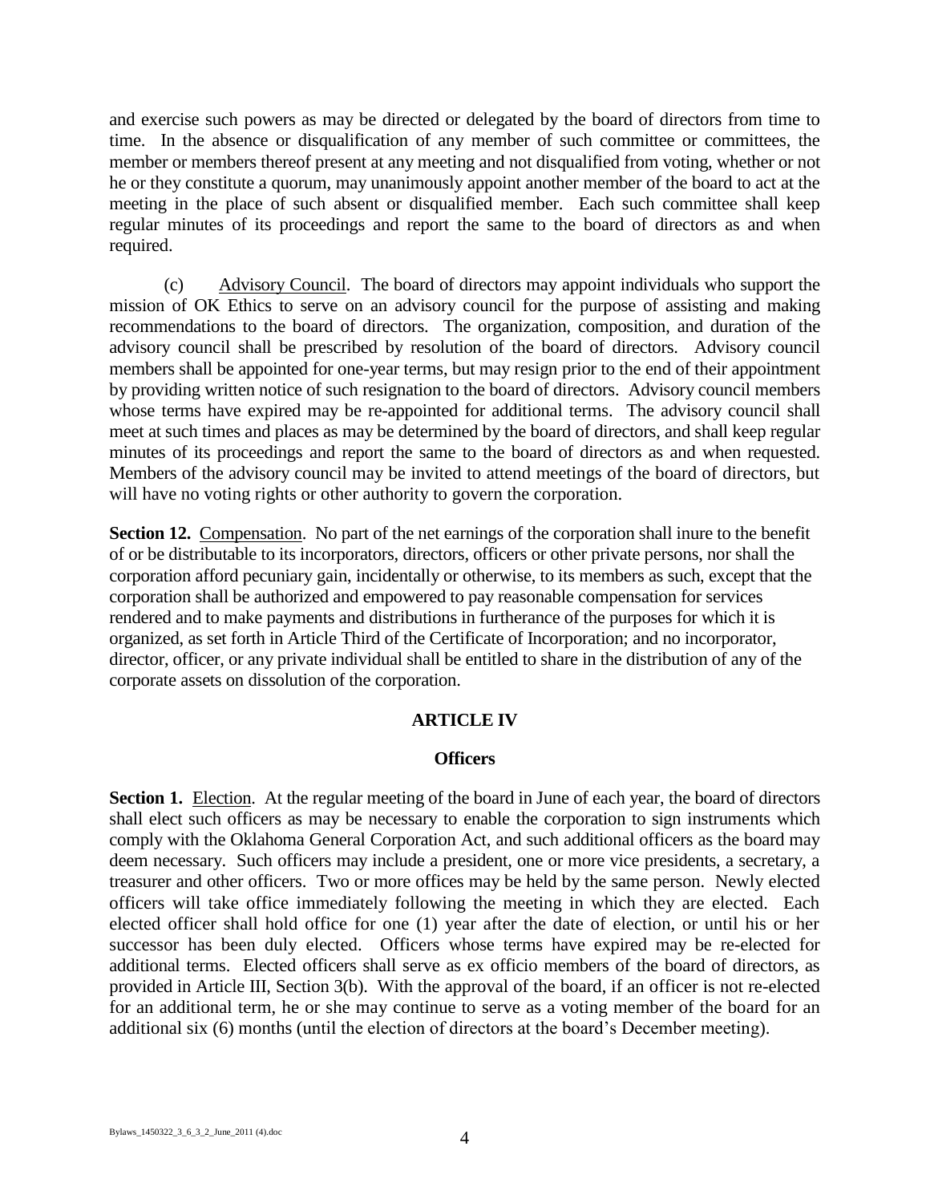and exercise such powers as may be directed or delegated by the board of directors from time to time. In the absence or disqualification of any member of such committee or committees, the member or members thereof present at any meeting and not disqualified from voting, whether or not he or they constitute a quorum, may unanimously appoint another member of the board to act at the meeting in the place of such absent or disqualified member. Each such committee shall keep regular minutes of its proceedings and report the same to the board of directors as and when required.

(c) Advisory Council. The board of directors may appoint individuals who support the mission of OK Ethics to serve on an advisory council for the purpose of assisting and making recommendations to the board of directors. The organization, composition, and duration of the advisory council shall be prescribed by resolution of the board of directors. Advisory council members shall be appointed for one-year terms, but may resign prior to the end of their appointment by providing written notice of such resignation to the board of directors. Advisory council members whose terms have expired may be re-appointed for additional terms. The advisory council shall meet at such times and places as may be determined by the board of directors, and shall keep regular minutes of its proceedings and report the same to the board of directors as and when requested. Members of the advisory council may be invited to attend meetings of the board of directors, but will have no voting rights or other authority to govern the corporation.

**Section 12.** Compensation. No part of the net earnings of the corporation shall inure to the benefit of or be distributable to its incorporators, directors, officers or other private persons, nor shall the corporation afford pecuniary gain, incidentally or otherwise, to its members as such, except that the corporation shall be authorized and empowered to pay reasonable compensation for services rendered and to make payments and distributions in furtherance of the purposes for which it is organized, as set forth in Article Third of the Certificate of Incorporation; and no incorporator, director, officer, or any private individual shall be entitled to share in the distribution of any of the corporate assets on dissolution of the corporation.

## ARTICLE IV

### Officers

**Section 1.** Election. At the regular meeting of the board in June of each year, the board of directors shall elect such officers as may be necessary to enable the corporation to sign instruments which comply with the Oklahoma General Corporation Act, and such additional officers as the board may deem necessary. Such officers may include a president, one or more vice presidents, a secretary, a treasurer and other officers. Two or more offices may be held by the same person. Newly elected officers will take office immediately following the meeting in which they are elected. Each elected officer shall hold office for one (1) year after the date of election, or until his or her successor has been duly elected. Officers whose terms have expired may be re-elected for additional terms. Elected officers shall serve as ex officio members of the board of directors, as provided in Article III, Section 3(b). With the approval of the board, if an officer is not re-elected for an additional term, he or she may continue to serve as a voting member of the board for an additional six (6) months (until the election of directors at the board's December meeting).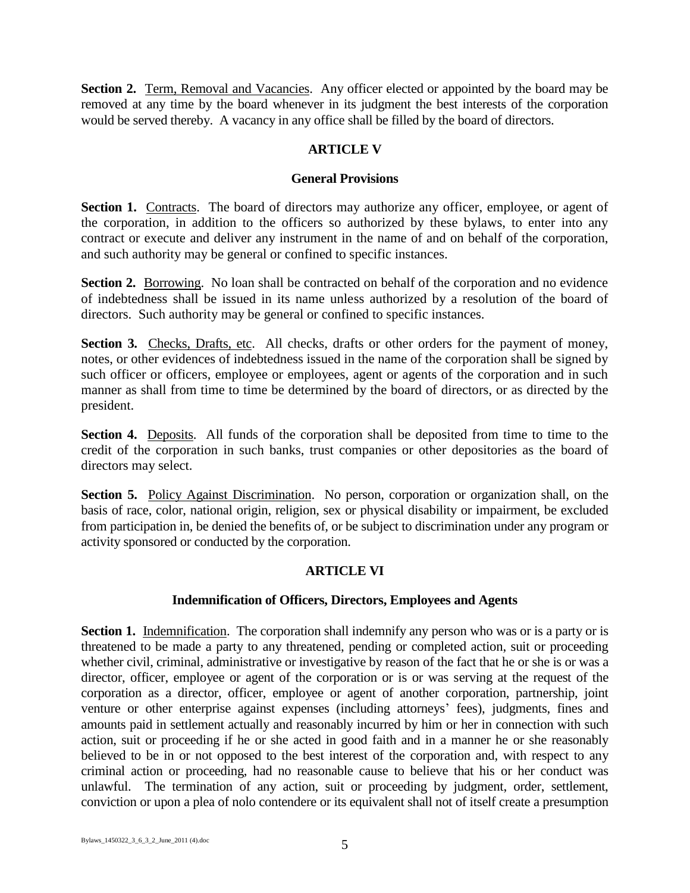**Section 2.** Term, Removal and Vacancies. Any officer elected or appointed by the board may be removed at any time by the board whenever in its judgment the best interests of the corporation would be served thereby. A vacancy in any office shall be filled by the board of directors.

## ARTICLE V

### General Provisions

**Section 1.** Contracts. The board of directors may authorize any officer, employee, or agent of the corporation, in addition to the officers so authorized by these bylaws, to enter into any contract or execute and deliver any instrument in the name of and on behalf of the corporation, and such authority may be general or confined to specific instances.

**Section 2.** Borrowing. No loan shall be contracted on behalf of the corporation and no evidence of indebtedness shall be issued in its name unless authorized by a resolution of the board of directors. Such authority may be general or confined to specific instances.

**Section 3.** Checks, Drafts, etc. All checks, drafts or other orders for the payment of money, notes, or other evidences of indebtedness issued in the name of the corporation shall be signed by such officer or officers, employee or employees, agent or agents of the corporation and in such manner as shall from time to time be determined by the board of directors, or as directed by the president.

**Section 4.** Deposits. All funds of the corporation shall be deposited from time to time to the credit of the corporation in such banks, trust companies or other depositories as the board of directors may select.

**Section 5.** Policy Against Discrimination. No person, corporation or organization shall, on the basis of race, color, national origin, religion, sex or physical disability or impairment, be excluded from participation in, be denied the benefits of, or be subject to discrimination under any program or activity sponsored or conducted by the corporation.

## ARTICLE VI

### Indemnification of Officers, Directors, Employees and Agents

**Section 1.** Indemnification. The corporation shall indemnify any person who was or is a party or is threatened to be made a party to any threatened, pending or completed action, suit or proceeding whether civil, criminal, administrative or investigative by reason of the fact that he or she is or was a director, officer, employee or agent of the corporation or is or was serving at the request of the corporation as a director, officer, employee or agent of another corporation, partnership, joint venture or other enterprise against expenses (including attorneys' fees), judgments, fines and amounts paid in settlement actually and reasonably incurred by him or her in connection with such action, suit or proceeding if he or she acted in good faith and in a manner he or she reasonably believed to be in or not opposed to the best interest of the corporation and, with respect to any criminal action or proceeding, had no reasonable cause to believe that his or her conduct was unlawful. The termination of any action, suit or proceeding by judgment, order, settlement, conviction or upon a plea of nolo contendere or its equivalent shall not of itself create a presumption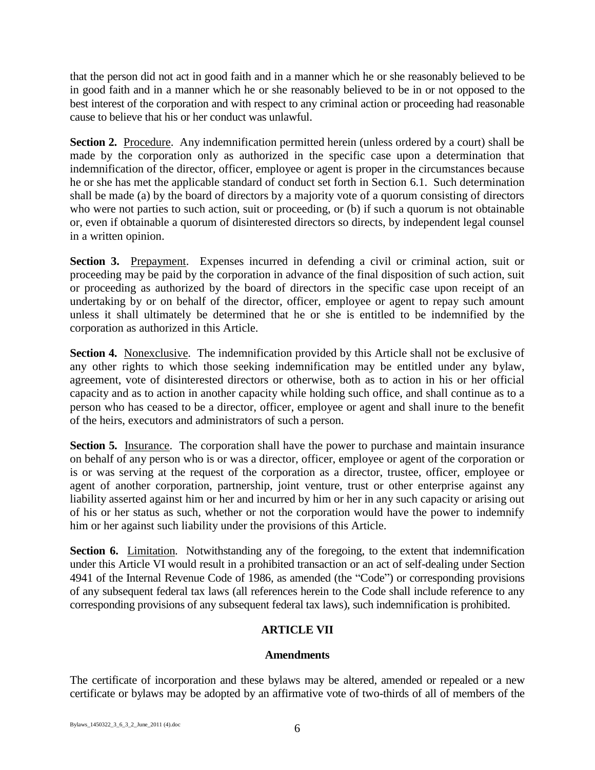that the person did not act in good faith and in a manner which he or she reasonably believed to be in good faith and in a manner which he or she reasonably believed to be in or not opposed to the best interest of the corporation and with respect to any criminal action or proceeding had reasonable cause to believe that his or her conduct was unlawful.

**Section 2.** Procedure. Any indemnification permitted herein (unless ordered by a court) shall be made by the corporation only as authorized in the specific case upon a determination that indemnification of the director, officer, employee or agent is proper in the circumstances because he or she has met the applicable standard of conduct set forth in Section 6.1. Such determination shall be made (a) by the board of directors by a majority vote of a quorum consisting of directors who were not parties to such action, suit or proceeding, or (b) if such a quorum is not obtainable or, even if obtainable a quorum of disinterested directors so directs, by independent legal counsel in a written opinion.

**Section 3.** Prepayment. Expenses incurred in defending a civil or criminal action, suit or proceeding may be paid by the corporation in advance of the final disposition of such action, suit or proceeding as authorized by the board of directors in the specific case upon receipt of an undertaking by or on behalf of the director, officer, employee or agent to repay such amount unless it shall ultimately be determined that he or she is entitled to be indemnified by the corporation as authorized in this Article.

**Section 4.** Nonexclusive. The indemnification provided by this Article shall not be exclusive of any other rights to which those seeking indemnification may be entitled under any bylaw, agreement, vote of disinterested directors or otherwise, both as to action in his or her official capacity and as to action in another capacity while holding such office, and shall continue as to a person who has ceased to be a director, officer, employee or agent and shall inure to the benefit of the heirs, executors and administrators of such a person.

**Section 5.** Insurance. The corporation shall have the power to purchase and maintain insurance on behalf of any person who is or was a director, officer, employee or agent of the corporation or is or was serving at the request of the corporation as a director, trustee, officer, employee or agent of another corporation, partnership, joint venture, trust or other enterprise against any liability asserted against him or her and incurred by him or her in any such capacity or arising out of his or her status as such, whether or not the corporation would have the power to indemnify him or her against such liability under the provisions of this Article.

**Section 6.** Limitation. Notwithstanding any of the foregoing, to the extent that indemnification under this Article VI would result in a prohibited transaction or an act of self-dealing under Section 4941 of the Internal Revenue Code of 1986, as amended (the "Code") or corresponding provisions of any subsequent federal tax laws (all references herein to the Code shall include reference to any corresponding provisions of any subsequent federal tax laws), such indemnification is prohibited.

## ARTICLE VII

### Amendments

The certificate of incorporation and these bylaws may be altered, amended or repealed or a new certificate or bylaws may be adopted by an affirmative vote of two-thirds of all of members of the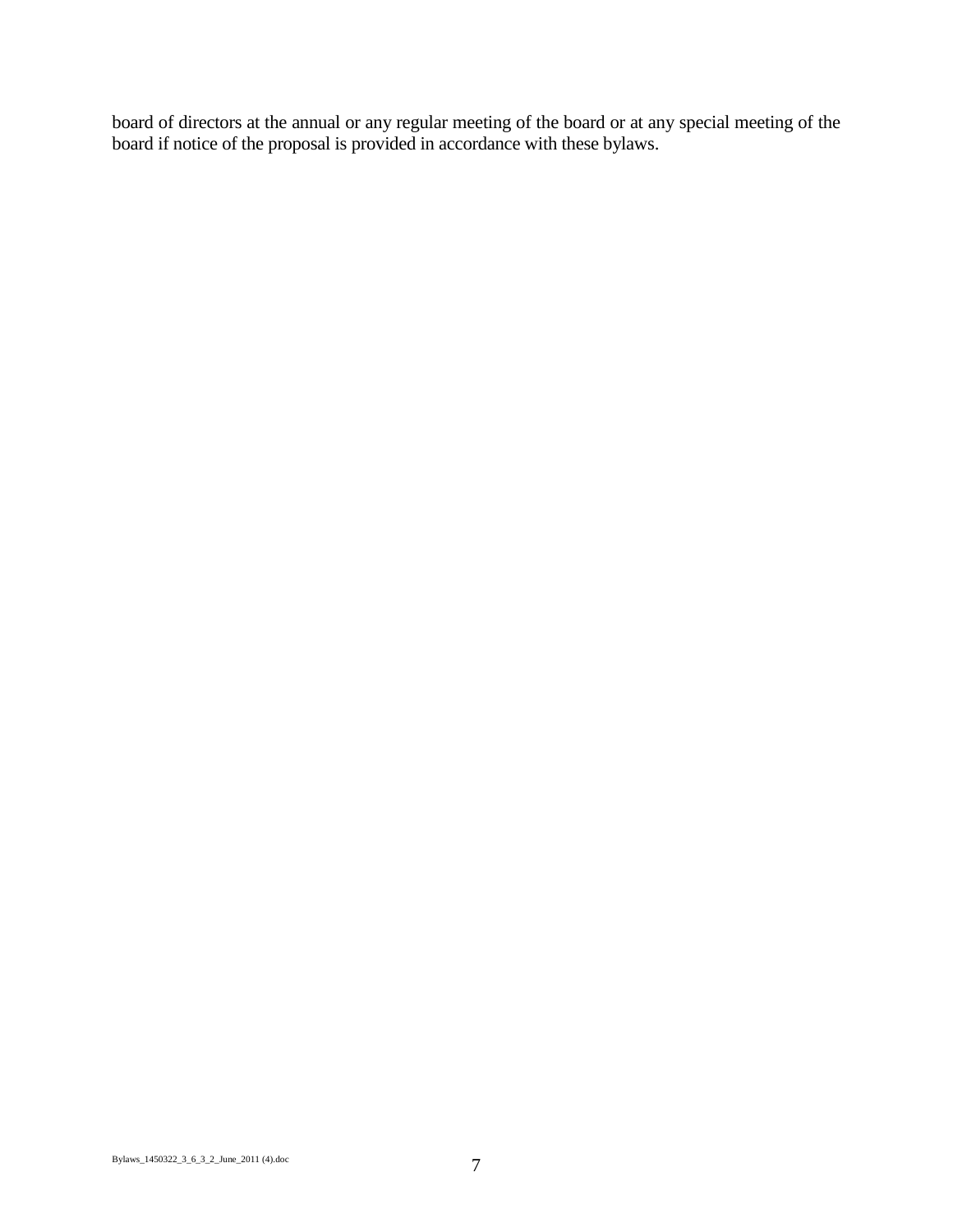board of directors at the annual or any regular meeting of the board or at any special meeting of the board if notice of the proposal is provided in accordance with these bylaws.